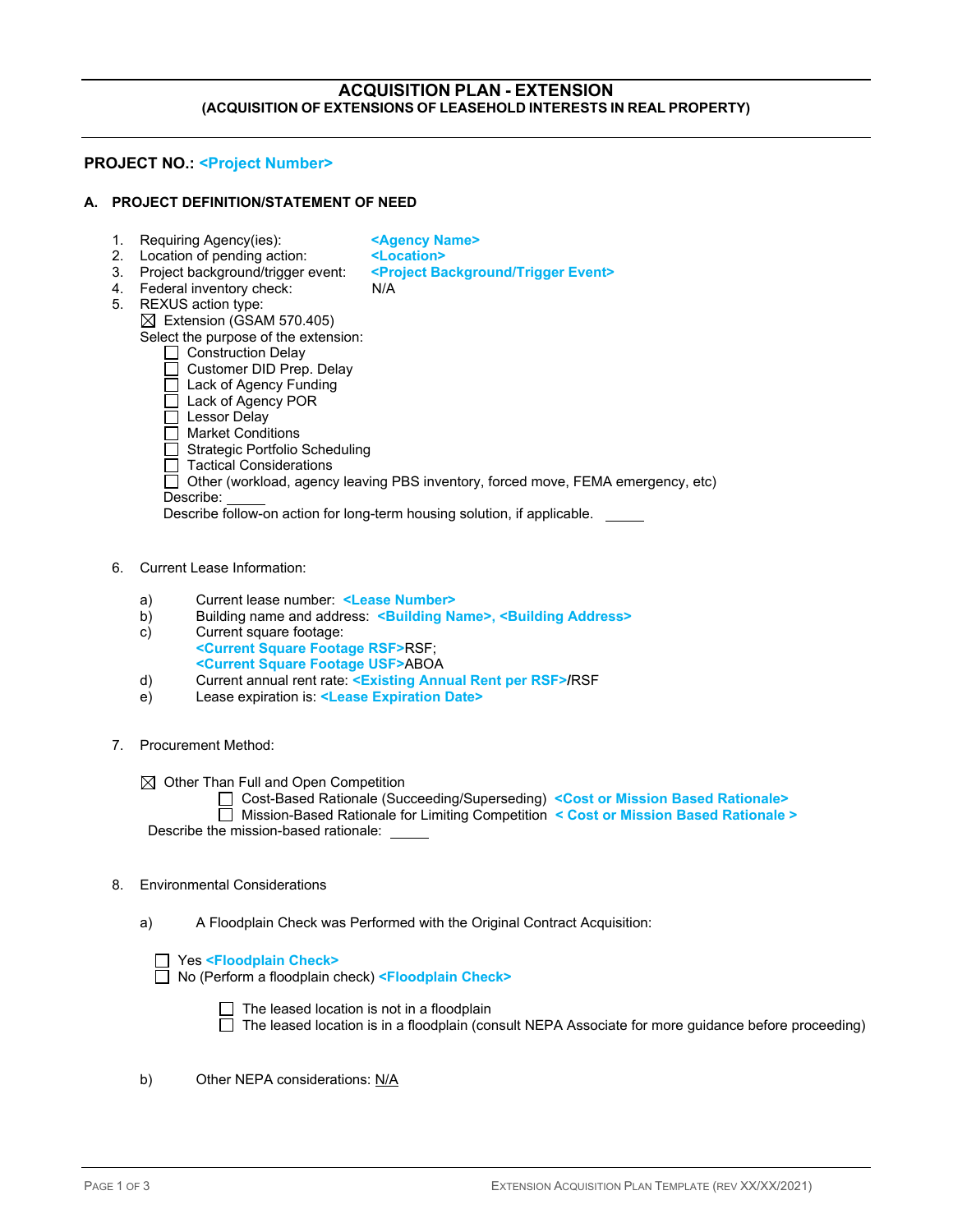# ACQUISITION PLAN - EXTENSION

## (ACQUISITION OF EXTENSIONS OF LEASEHOLD INTERESTS IN REAL PROPERTY)

**PROJECT NO.:** **<Project Number>**

## A. PROJECT DEFINITION/STATEMENT OF NEED

1. Requiring Agency(ies): **<Agency Name>**
2. Location of pending action: **<Location>**
3. Project background/trigger event: **<Project Background/Trigger Event>**
4. Federal inventory check: N/A
5. REXUS action type:

   ☒ Extension (GSAM 570.405)

   Select the purpose of the extension:

   - ☐ Construction Delay
   - ☐ Customer DID Prep. Delay
   - ☐ Lack of Agency Funding
   - ☐ Lack of Agency POR
   - ☐ Lessor Delay
   - ☐ Market Conditions
   - ☐ Strategic Portfolio Scheduling
   - ☐ Tactical Considerations
   - ☐ Other (workload, agency leaving PBS inventory, forced move, FEMA emergency, etc)

   Describe: _____

   Describe follow-on action for long-term housing solution, if applicable. _____

6. Current Lease Information:

   a) Current lease number: **<Lease Number>**

   b) Building name and address: **<Building Name>, <Building Address>**

   c) Current square footage:
   **<Current Square Footage RSF>**RSF;
   **<Current Square Footage USF>**ABOA

   d) Current annual rent rate: **<Existing Annual Rent per RSF>**/RSF

   e) Lease expiration is: **<Lease Expiration Date>**

7. Procurement Method:

   ☒ Other Than Full and Open Competition

   - ☐ Cost-Based Rationale (Succeeding/Superseding) **<Cost or Mission Based Rationale>**
   - ☐ Mission-Based Rationale for Limiting Competition **< Cost or Mission Based Rationale >**

   Describe the mission-based rationale: _____

8. Environmental Considerations

   a) A Floodplain Check was Performed with the Original Contract Acquisition:

   - ☐ Yes **<Floodplain Check>**
   - ☐ No (Perform a floodplain check) **<Floodplain Check>**

     - ☐ The leased location is not in a floodplain
     - ☐ The leased location is in a floodplain (consult NEPA Associate for more guidance before proceeding)

   b) Other NEPA considerations: N/A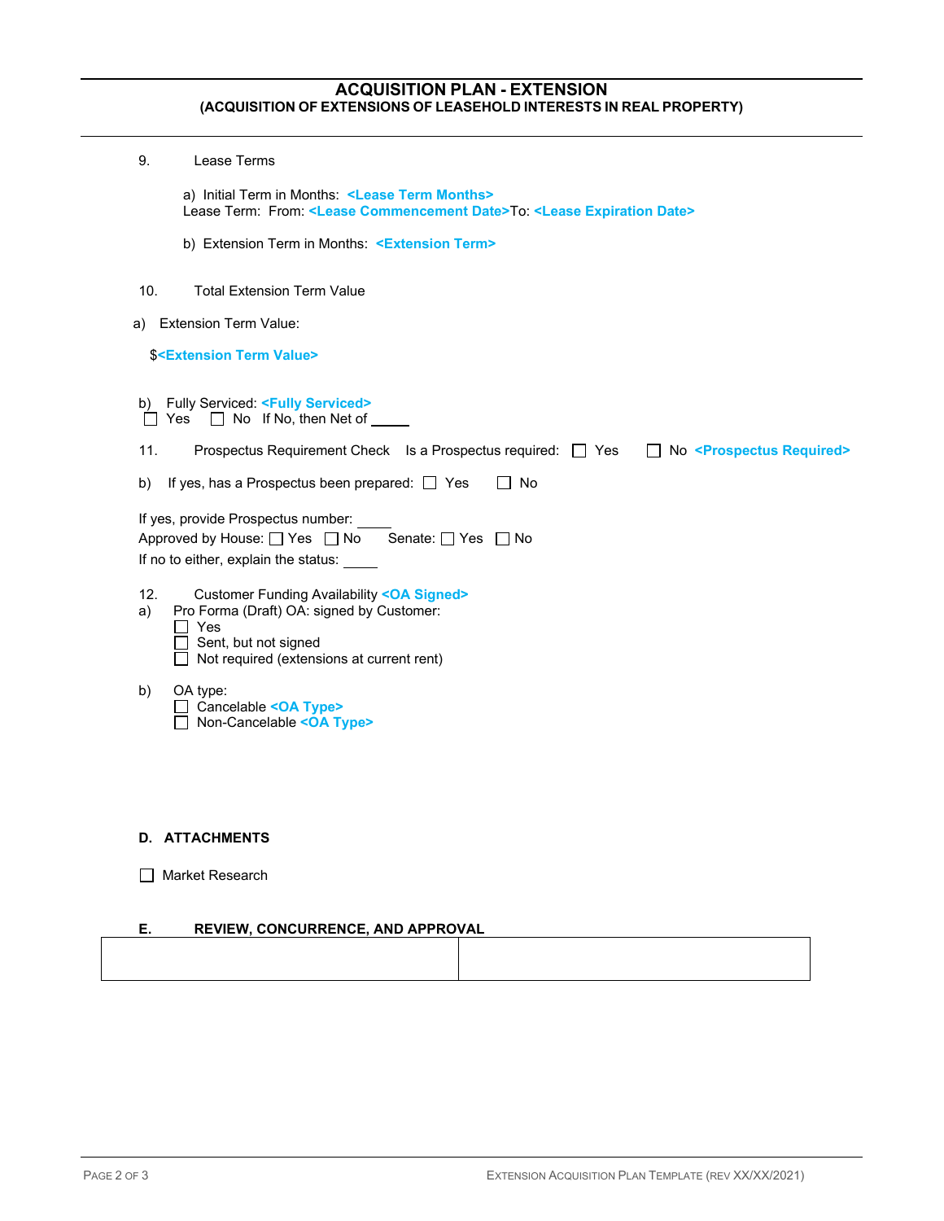# ACQUISITION PLAN - EXTENSION

## (ACQUISITION OF EXTENSIONS OF LEASEHOLD INTERESTS IN REAL PROPERTY)

9. Lease Terms

   a) Initial Term in Months: **<Lease Term Months>**
   Lease Term: From: **<Lease Commencement Date>**To: **<Lease Expiration Date>**

   b) Extension Term in Months: **<Extension Term>**

10. Total Extension Term Value

a) Extension Term Value:

$**<Extension Term Value>**

b) Fully Serviced: **<Fully Serviced>**
☐ Yes ☐ No If No, then Net of _____

11. Prospectus Requirement Check Is a Prospectus required: ☐ Yes ☐ No **<Prospectus Required>**

b) If yes, has a Prospectus been prepared: ☐ Yes ☐ No

If yes, provide Prospectus number: _____
Approved by House: ☐ Yes ☐ No Senate: ☐ Yes ☐ No
If no to either, explain the status: _____

12. Customer Funding Availability **<OA Signed>**

a) Pro Forma (Draft) OA: signed by Customer:
☐ Yes
☐ Sent, but not signed
☐ Not required (extensions at current rent)

b) OA type:
☐ Cancelable **<OA Type>**
☐ Non-Cancelable **<OA Type>**

## D. ATTACHMENTS

☐ Market Research

## E. REVIEW, CONCURRENCE, AND APPROVAL

| | |
|---|---|
| | |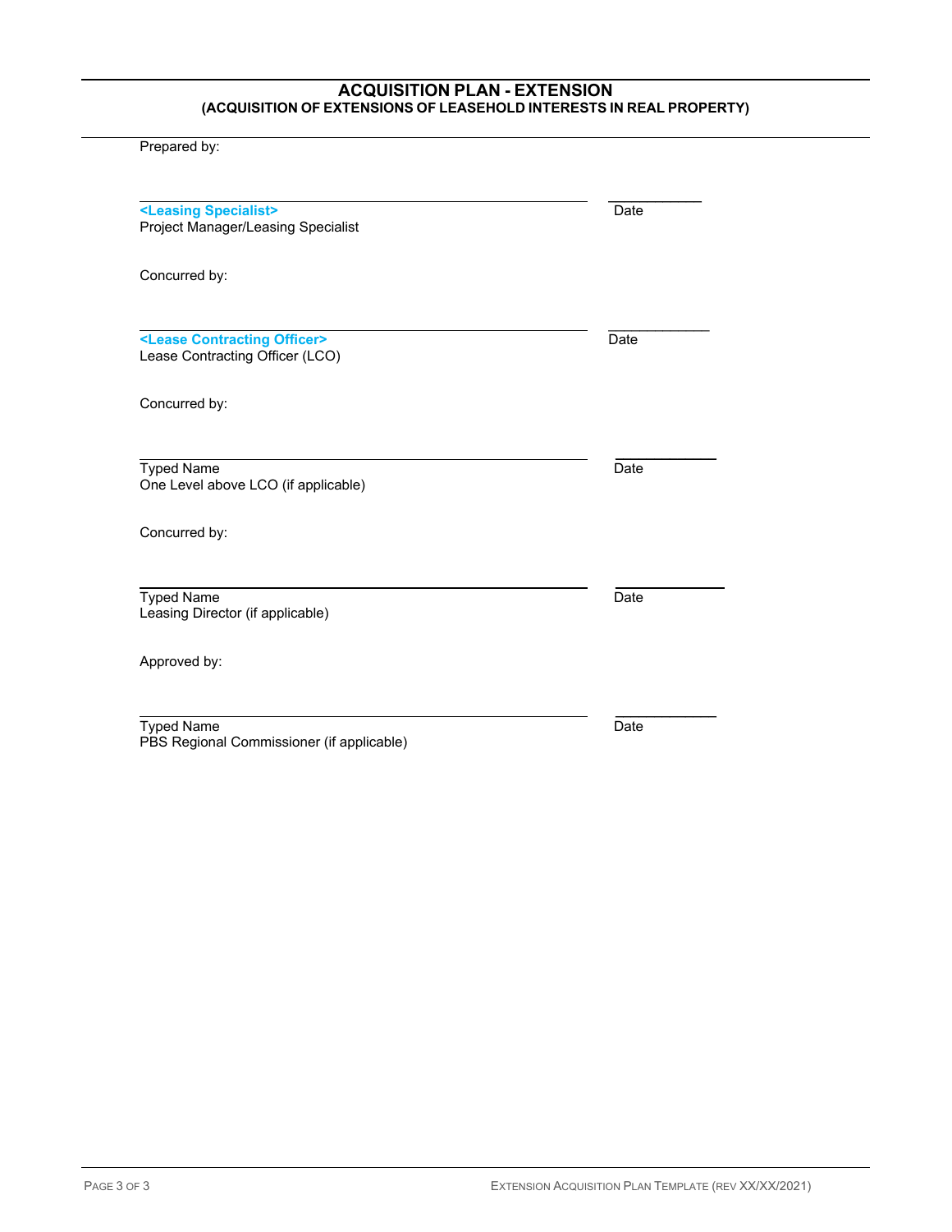# ACQUISITION PLAN - EXTENSION
## (ACQUISITION OF EXTENSIONS OF LEASEHOLD INTERESTS IN REAL PROPERTY)

Prepared by:

______________________________________________ ____________

**<Leasing Specialist>** Date
Project Manager/Leasing Specialist

Concurred by:

______________________________________________ ____________

**<Lease Contracting Officer>** Date
Lease Contracting Officer (LCO)

Concurred by:

______________________________________________ ____________

Typed Name Date
One Level above LCO (if applicable)

Concurred by:

______________________________________________ ____________

Typed Name Date
Leasing Director (if applicable)

Approved by:

______________________________________________ ____________

Typed Name Date
PBS Regional Commissioner (if applicable)